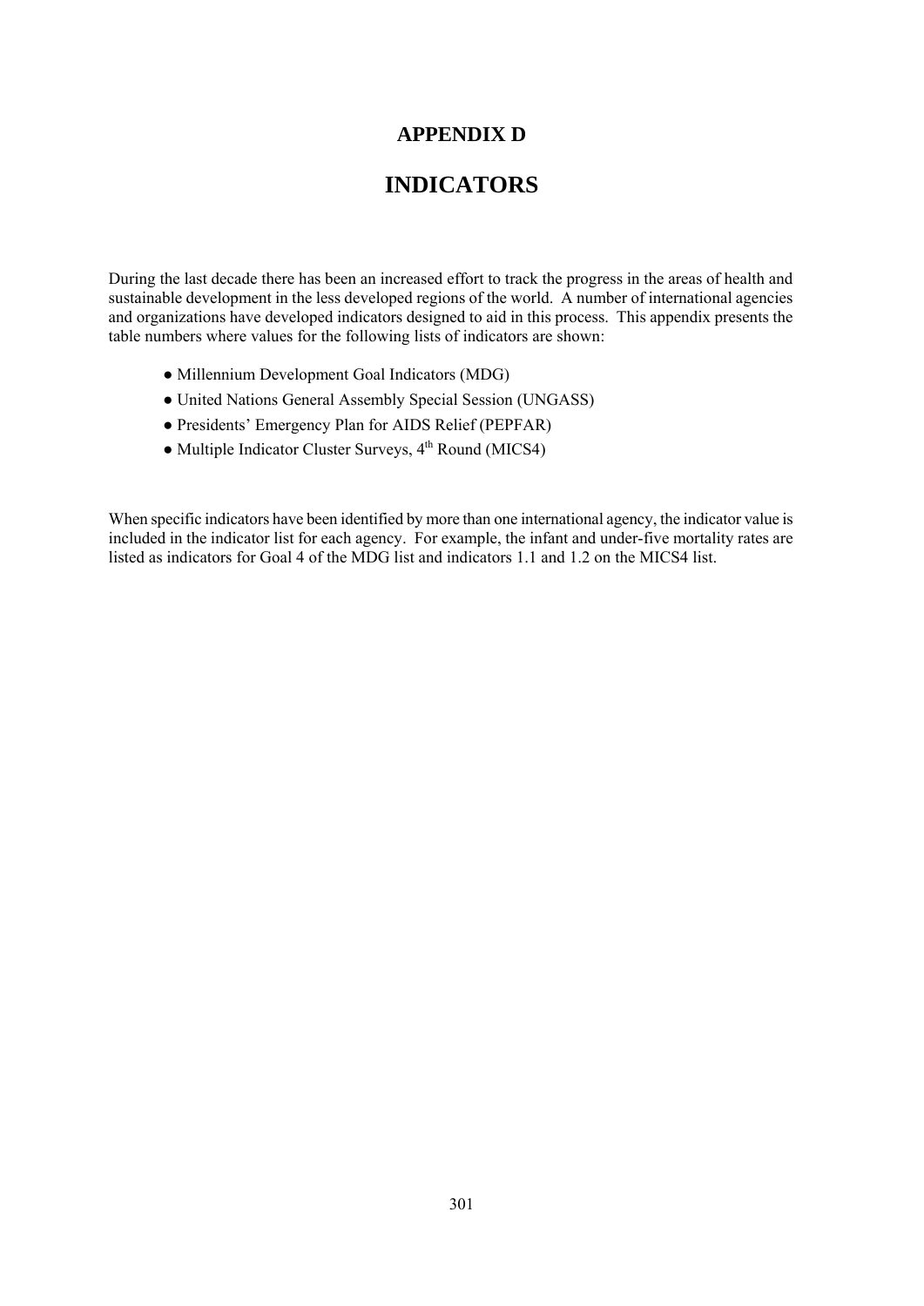# APPENDIX D

# INDICATORS

During the last decade there has been an increased effort to track the progress in the areas of health and sustainable development in the less developed regions of the world. A number of international agencies and organizations have developed indicators designed to aid in this process. This appendix presents the table numbers where values for the following lists of indicators are shown:

- Millennium Development Goal Indicators (MDG)
- United Nations General Assembly Special Session (UNGASS)
- Presidents' Emergency Plan for AIDS Relief (PEPFAR)
- Multiple Indicator Cluster Surveys, 4th Round (MICS4)

When specific indicators have been identified by more than one international agency, the indicator value is included in the indicator list for each agency. For example, the infant and under-five mortality rates are listed as indicators for Goal 4 of the MDG list and indicators 1.1 and 1.2 on the MICS4 list.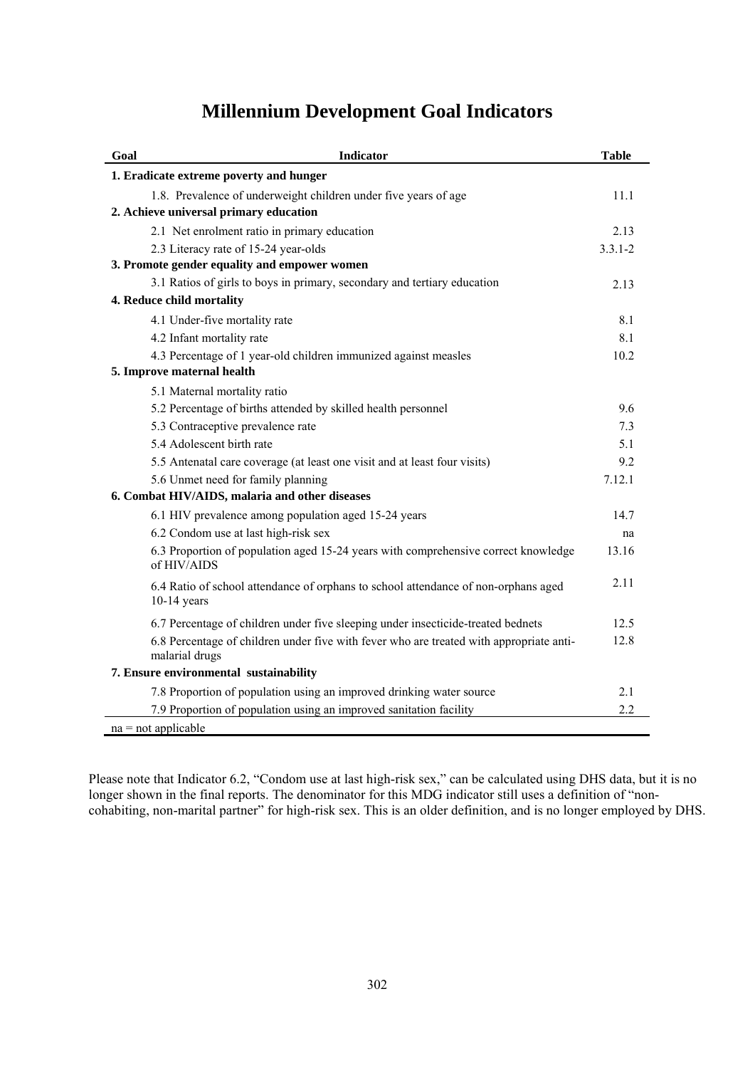# Millennium Development Goal Indicators

| Goal | Indicator | Table |
|---|---|---|
| **1. Eradicate extreme poverty and hunger** | | |
| | 1.8. Prevalence of underweight children under five years of age | 11.1 |
| **2. Achieve universal primary education** | | |
| | 2.1 Net enrolment ratio in primary education | 2.13 |
| | 2.3 Literacy rate of 15-24 year-olds | 3.3.1-2 |
| **3. Promote gender equality and empower women** | | |
| | 3.1 Ratios of girls to boys in primary, secondary and tertiary education | 2.13 |
| **4. Reduce child mortality** | | |
| | 4.1 Under-five mortality rate | 8.1 |
| | 4.2 Infant mortality rate | 8.1 |
| | 4.3 Percentage of 1 year-old children immunized against measles | 10.2 |
| **5. Improve maternal health** | | |
| | 5.1 Maternal mortality ratio | |
| | 5.2 Percentage of births attended by skilled health personnel | 9.6 |
| | 5.3 Contraceptive prevalence rate | 7.3 |
| | 5.4 Adolescent birth rate | 5.1 |
| | 5.5 Antenatal care coverage (at least one visit and at least four visits) | 9.2 |
| | 5.6 Unmet need for family planning | 7.12.1 |
| **6. Combat HIV/AIDS, malaria and other diseases** | | |
| | 6.1 HIV prevalence among population aged 15-24 years | 14.7 |
| | 6.2 Condom use at last high-risk sex | na |
| | 6.3 Proportion of population aged 15-24 years with comprehensive correct knowledge of HIV/AIDS | 13.16 |
| | 6.4 Ratio of school attendance of orphans to school attendance of non-orphans aged 10-14 years | 2.11 |
| | 6.7 Percentage of children under five sleeping under insecticide-treated bednets | 12.5 |
| | 6.8 Percentage of children under five with fever who are treated with appropriate anti-malarial drugs | 12.8 |
| **7. Ensure environmental sustainability** | | |
| | 7.8 Proportion of population using an improved drinking water source | 2.1 |
| | 7.9 Proportion of population using an improved sanitation facility | 2.2 |

na = not applicable

Please note that Indicator 6.2, "Condom use at last high-risk sex," can be calculated using DHS data, but it is no longer shown in the final reports. The denominator for this MDG indicator still uses a definition of "non-cohabiting, non-marital partner" for high-risk sex. This is an older definition, and is no longer employed by DHS.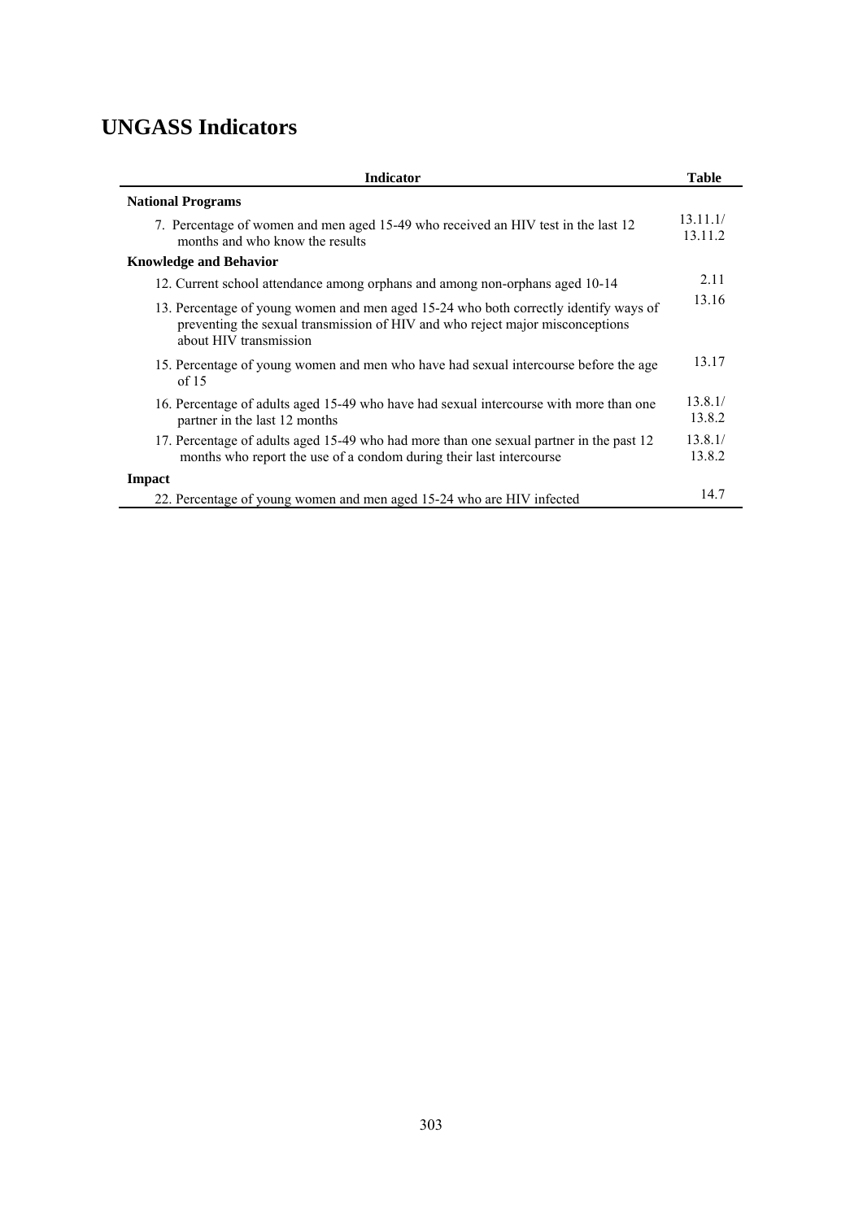## UNGASS Indicators

| Indicator | Table |
|---|---|
| **National Programs** | |
| 7. Percentage of women and men aged 15-49 who received an HIV test in the last 12 months and who know the results | 13.11.1/ 13.11.2 |
| **Knowledge and Behavior** | |
| 12. Current school attendance among orphans and among non-orphans aged 10-14 | 2.11 |
| 13. Percentage of young women and men aged 15-24 who both correctly identify ways of preventing the sexual transmission of HIV and who reject major misconceptions about HIV transmission | 13.16 |
| 15. Percentage of young women and men who have had sexual intercourse before the age of 15 | 13.17 |
| 16. Percentage of adults aged 15-49 who have had sexual intercourse with more than one partner in the last 12 months | 13.8.1/ 13.8.2 |
| 17. Percentage of adults aged 15-49 who had more than one sexual partner in the past 12 months who report the use of a condom during their last intercourse | 13.8.1/ 13.8.2 |
| **Impact** | |
| 22. Percentage of young women and men aged 15-24 who are HIV infected | 14.7 |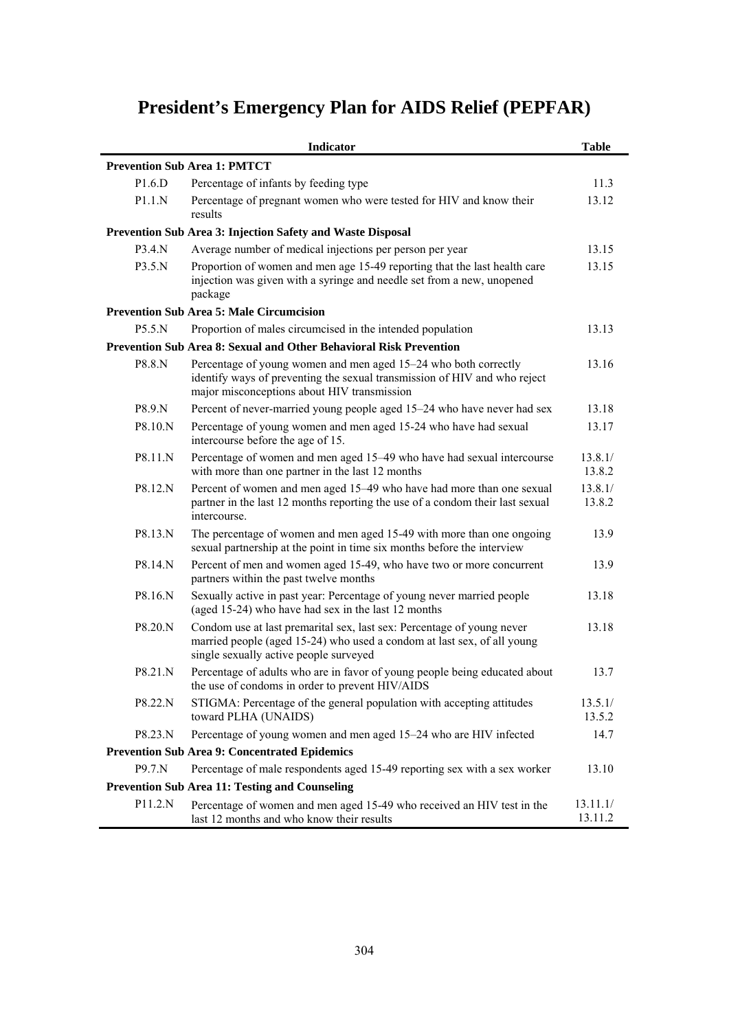# President's Emergency Plan for AIDS Relief (PEPFAR)

| | Indicator | Table |
|---|---|---|
| **Prevention Sub Area 1: PMTCT** | | |
| P1.6.D | Percentage of infants by feeding type | 11.3 |
| P1.1.N | Percentage of pregnant women who were tested for HIV and know their results | 13.12 |
| **Prevention Sub Area 3: Injection Safety and Waste Disposal** | | |
| P3.4.N | Average number of medical injections per person per year | 13.15 |
| P3.5.N | Proportion of women and men age 15-49 reporting that the last health care injection was given with a syringe and needle set from a new, unopened package | 13.15 |
| **Prevention Sub Area 5: Male Circumcision** | | |
| P5.5.N | Proportion of males circumcised in the intended population | 13.13 |
| **Prevention Sub Area 8: Sexual and Other Behavioral Risk Prevention** | | |
| P8.8.N | Percentage of young women and men aged 15–24 who both correctly identify ways of preventing the sexual transmission of HIV and who reject major misconceptions about HIV transmission | 13.16 |
| P8.9.N | Percent of never-married young people aged 15–24 who have never had sex | 13.18 |
| P8.10.N | Percentage of young women and men aged 15-24 who have had sexual intercourse before the age of 15. | 13.17 |
| P8.11.N | Percentage of women and men aged 15–49 who have had sexual intercourse with more than one partner in the last 12 months | 13.8.1/ 13.8.2 |
| P8.12.N | Percent of women and men aged 15–49 who have had more than one sexual partner in the last 12 months reporting the use of a condom their last sexual intercourse. | 13.8.1/ 13.8.2 |
| P8.13.N | The percentage of women and men aged 15-49 with more than one ongoing sexual partnership at the point in time six months before the interview | 13.9 |
| P8.14.N | Percent of men and women aged 15-49, who have two or more concurrent partners within the past twelve months | 13.9 |
| P8.16.N | Sexually active in past year: Percentage of young never married people (aged 15-24) who have had sex in the last 12 months | 13.18 |
| P8.20.N | Condom use at last premarital sex, last sex: Percentage of young never married people (aged 15-24) who used a condom at last sex, of all young single sexually active people surveyed | 13.18 |
| P8.21.N | Percentage of adults who are in favor of young people being educated about the use of condoms in order to prevent HIV/AIDS | 13.7 |
| P8.22.N | STIGMA: Percentage of the general population with accepting attitudes toward PLHA (UNAIDS) | 13.5.1/ 13.5.2 |
| P8.23.N | Percentage of young women and men aged 15–24 who are HIV infected | 14.7 |
| **Prevention Sub Area 9: Concentrated Epidemics** | | |
| P9.7.N | Percentage of male respondents aged 15-49 reporting sex with a sex worker | 13.10 |
| **Prevention Sub Area 11: Testing and Counseling** | | |
| P11.2.N | Percentage of women and men aged 15-49 who received an HIV test in the last 12 months and who know their results | 13.11.1/ 13.11.2 |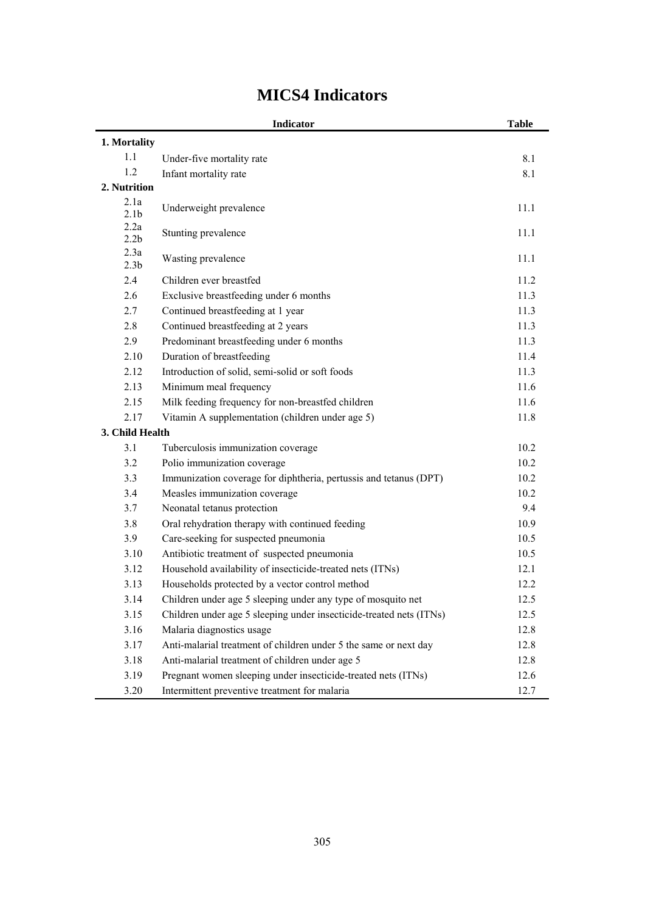# MICS4 Indicators

| | Indicator | Table |
|---|---|---|
| **1. Mortality** | | |
| 1.1 | Under-five mortality rate | 8.1 |
| 1.2 | Infant mortality rate | 8.1 |
| **2. Nutrition** | | |
| 2.1a 2.1b | Underweight prevalence | 11.1 |
| 2.2a 2.2b | Stunting prevalence | 11.1 |
| 2.3a 2.3b | Wasting prevalence | 11.1 |
| 2.4 | Children ever breastfed | 11.2 |
| 2.6 | Exclusive breastfeeding under 6 months | 11.3 |
| 2.7 | Continued breastfeeding at 1 year | 11.3 |
| 2.8 | Continued breastfeeding at 2 years | 11.3 |
| 2.9 | Predominant breastfeeding under 6 months | 11.3 |
| 2.10 | Duration of breastfeeding | 11.4 |
| 2.12 | Introduction of solid, semi-solid or soft foods | 11.3 |
| 2.13 | Minimum meal frequency | 11.6 |
| 2.15 | Milk feeding frequency for non-breastfed children | 11.6 |
| 2.17 | Vitamin A supplementation (children under age 5) | 11.8 |
| **3. Child Health** | | |
| 3.1 | Tuberculosis immunization coverage | 10.2 |
| 3.2 | Polio immunization coverage | 10.2 |
| 3.3 | Immunization coverage for diphtheria, pertussis and tetanus (DPT) | 10.2 |
| 3.4 | Measles immunization coverage | 10.2 |
| 3.7 | Neonatal tetanus protection | 9.4 |
| 3.8 | Oral rehydration therapy with continued feeding | 10.9 |
| 3.9 | Care-seeking for suspected pneumonia | 10.5 |
| 3.10 | Antibiotic treatment of suspected pneumonia | 10.5 |
| 3.12 | Household availability of insecticide-treated nets (ITNs) | 12.1 |
| 3.13 | Households protected by a vector control method | 12.2 |
| 3.14 | Children under age 5 sleeping under any type of mosquito net | 12.5 |
| 3.15 | Children under age 5 sleeping under insecticide-treated nets (ITNs) | 12.5 |
| 3.16 | Malaria diagnostics usage | 12.8 |
| 3.17 | Anti-malarial treatment of children under 5 the same or next day | 12.8 |
| 3.18 | Anti-malarial treatment of children under age 5 | 12.8 |
| 3.19 | Pregnant women sleeping under insecticide-treated nets (ITNs) | 12.6 |
| 3.20 | Intermittent preventive treatment for malaria | 12.7 |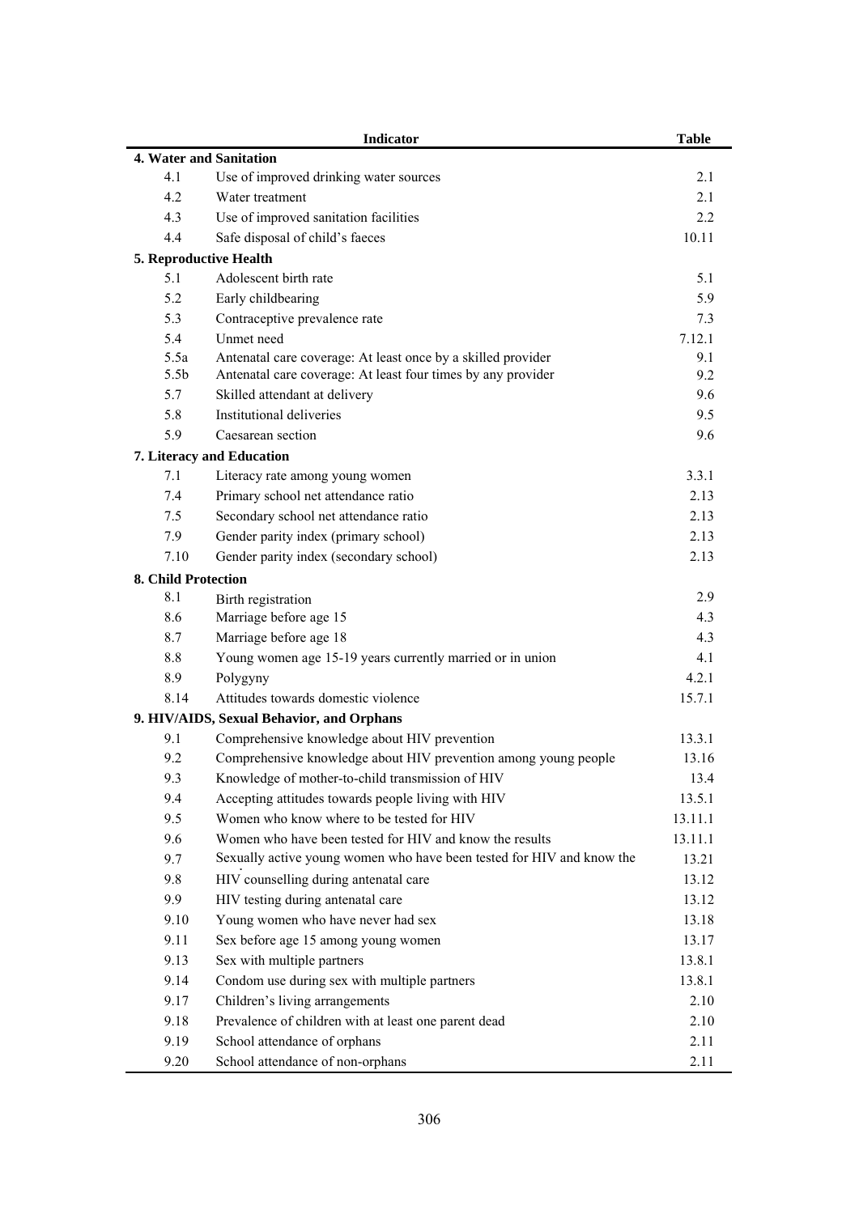| | Indicator | Table |
|---|---|---|
| **4. Water and Sanitation** | | |
| 4.1 | Use of improved drinking water sources | 2.1 |
| 4.2 | Water treatment | 2.1 |
| 4.3 | Use of improved sanitation facilities | 2.2 |
| 4.4 | Safe disposal of child's faeces | 10.11 |
| **5. Reproductive Health** | | |
| 5.1 | Adolescent birth rate | 5.1 |
| 5.2 | Early childbearing | 5.9 |
| 5.3 | Contraceptive prevalence rate | 7.3 |
| 5.4 | Unmet need | 7.12.1 |
| 5.5a | Antenatal care coverage: At least once by a skilled provider | 9.1 |
| 5.5b | Antenatal care coverage: At least four times by any provider | 9.2 |
| 5.7 | Skilled attendant at delivery | 9.6 |
| 5.8 | Institutional deliveries | 9.5 |
| 5.9 | Caesarean section | 9.6 |
| **7. Literacy and Education** | | |
| 7.1 | Literacy rate among young women | 3.3.1 |
| 7.4 | Primary school net attendance ratio | 2.13 |
| 7.5 | Secondary school net attendance ratio | 2.13 |
| 7.9 | Gender parity index (primary school) | 2.13 |
| 7.10 | Gender parity index (secondary school) | 2.13 |
| **8. Child Protection** | | |
| 8.1 | Birth registration | 2.9 |
| 8.6 | Marriage before age 15 | 4.3 |
| 8.7 | Marriage before age 18 | 4.3 |
| 8.8 | Young women age 15-19 years currently married or in union | 4.1 |
| 8.9 | Polygyny | 4.2.1 |
| 8.14 | Attitudes towards domestic violence | 15.7.1 |
| **9. HIV/AIDS, Sexual Behavior, and Orphans** | | |
| 9.1 | Comprehensive knowledge about HIV prevention | 13.3.1 |
| 9.2 | Comprehensive knowledge about HIV prevention among young people | 13.16 |
| 9.3 | Knowledge of mother-to-child transmission of HIV | 13.4 |
| 9.4 | Accepting attitudes towards people living with HIV | 13.5.1 |
| 9.5 | Women who know where to be tested for HIV | 13.11.1 |
| 9.6 | Women who have been tested for HIV and know the results | 13.11.1 |
| 9.7 | Sexually active young women who have been tested for HIV and know the | 13.21 |
| 9.8 | HIV counselling during antenatal care | 13.12 |
| 9.9 | HIV testing during antenatal care | 13.12 |
| 9.10 | Young women who have never had sex | 13.18 |
| 9.11 | Sex before age 15 among young women | 13.17 |
| 9.13 | Sex with multiple partners | 13.8.1 |
| 9.14 | Condom use during sex with multiple partners | 13.8.1 |
| 9.17 | Children's living arrangements | 2.10 |
| 9.18 | Prevalence of children with at least one parent dead | 2.10 |
| 9.19 | School attendance of orphans | 2.11 |
| 9.20 | School attendance of non-orphans | 2.11 |